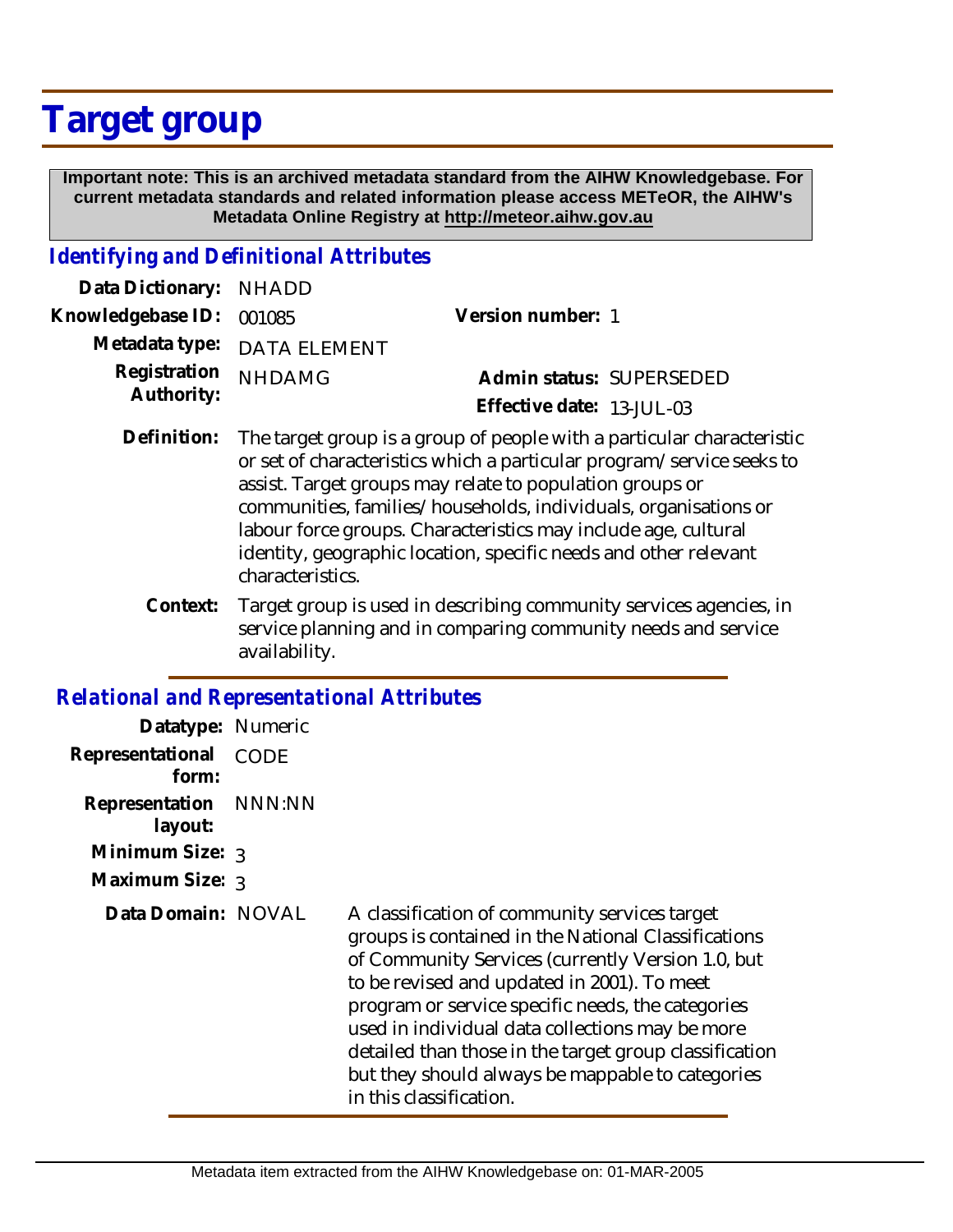# Target group

**Important note: This is an archived metadata standard from the AIHW Knowledgebase. For current metadata standards and related information please access METeOR, the AIHW's Metadata Online Registry at http://meteor.aihw.gov.au**

## *Identifying and Definitional Attributes*

| | | | |
|---|---|---|---|
| **Data Dictionary:** | NHADD | | |
| **Knowledgebase ID:** | 001085 | **Version number:** | 1 |
| **Metadata type:** | DATA ELEMENT | | |
| **Registration Authority:** | NHDAMG | **Admin status:** | SUPERSEDED |
| | | **Effective date:** | 13-JUL-03 |

**Definition:** The target group is a group of people with a particular characteristic or set of characteristics which a particular program/service seeks to assist. Target groups may relate to population groups or communities, families/households, individuals, organisations or labour force groups. Characteristics may include age, cultural identity, geographic location, specific needs and other relevant characteristics.

**Context:** Target group is used in describing community services agencies, in service planning and in comparing community needs and service availability.

## *Relational and Representational Attributes*

**Datatype:** Numeric

**Representational form:** CODE

**Representation layout:** NNN:NN

**Minimum Size:** 3

**Maximum Size:** 3

**Data Domain:** NOVAL

A classification of community services target groups is contained in the National Classifications of Community Services (currently Version 1.0, but to be revised and updated in 2001). To meet program or service specific needs, the categories used in individual data collections may be more detailed than those in the target group classification but they should always be mappable to categories in this classification.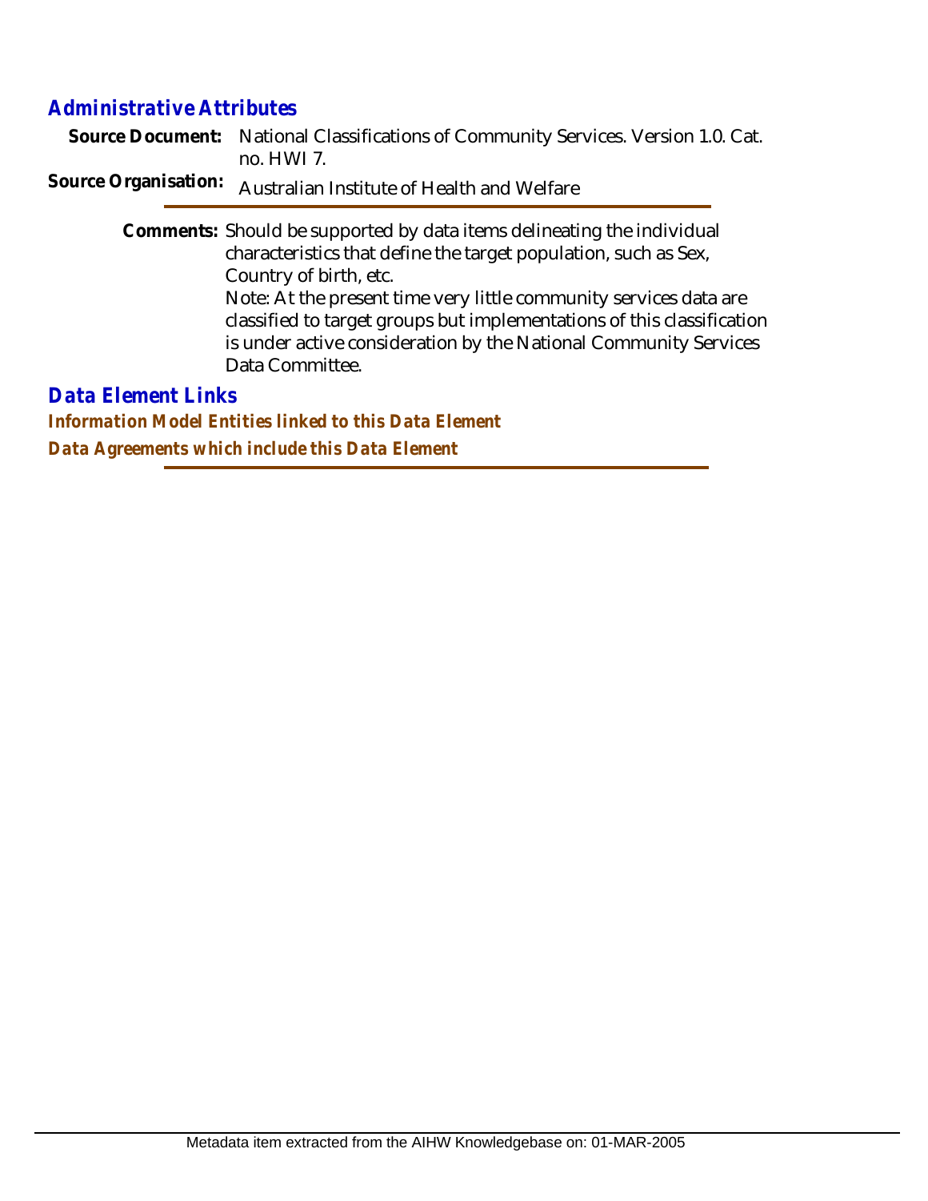## Administrative Attributes

**Source Document:** National Classifications of Community Services. Version 1.0. Cat. no. HWI 7.

**Source Organisation:** Australian Institute of Health and Welfare

**Comments:** Should be supported by data items delineating the individual characteristics that define the target population, such as Sex, Country of birth, etc.

Note: At the present time very little community services data are classified to target groups but implementations of this classification is under active consideration by the National Community Services Data Committee.

## Data Element Links

### Information Model Entities linked to this Data Element

### Data Agreements which include this Data Element